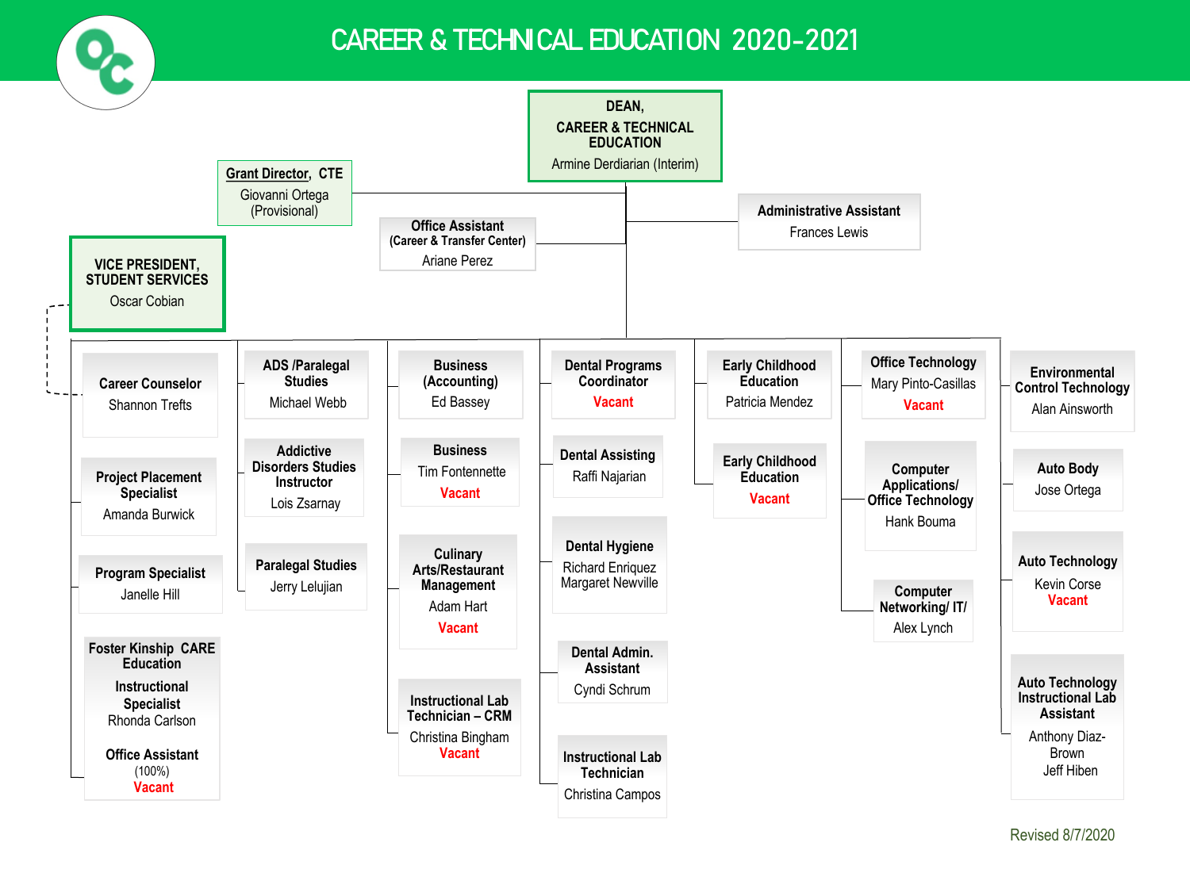# CAREER & TECHNICAL EDUCATION 2020-2021

**DEAN, CAREER & TECHNICAL EDUCATION**
Armine Derdiarian (Interim)

**Grant Director, CTE**
Giovanni Ortega (Provisional)

**Office Assistant (Career & Transfer Center)**
Ariane Perez

**Administrative Assistant**
Frances Lewis

**VICE PRESIDENT, STUDENT SERVICES**
Oscar Cobian

---

**Career Counselor**
Shannon Trefts

**Project Placement Specialist**
Amanda Burwick

**Program Specialist**
Janelle Hill

**Foster Kinship CARE Education**
**Instructional Specialist**
Rhonda Carlson
**Office Assistant**
(100%)
Vacant

---

**ADS /Paralegal Studies**
Michael Webb

**Addictive Disorders Studies Instructor**
Lois Zsarnay

**Paralegal Studies**
Jerry Lelujian

---

**Business (Accounting)**
Ed Bassey

**Business**
Tim Fontennette
Vacant

**Culinary Arts/Restaurant Management**
Adam Hart
Vacant

**Instructional Lab Technician – CRM**
Christina Bingham
Vacant

---

**Dental Programs Coordinator**
Vacant

**Dental Assisting**
Raffi Najarian

**Dental Hygiene**
Richard Enriquez
Margaret Newville

**Dental Admin. Assistant**
Cyndi Schrum

**Instructional Lab Technician**
Christina Campos

---

**Early Childhood Education**
Patricia Mendez

**Early Childhood Education**
Vacant

---

**Office Technology**
Mary Pinto-Casillas
Vacant

**Computer Applications/ Office Technology**
Hank Bouma

**Computer Networking/ IT/**
Alex Lynch

---

**Environmental Control Technology**
Alan Ainsworth

**Auto Body**
Jose Ortega

**Auto Technology**
Kevin Corse
Vacant

**Auto Technology Instructional Lab Assistant**
Anthony Diaz-Brown
Jeff Hiben

Revised 8/7/2020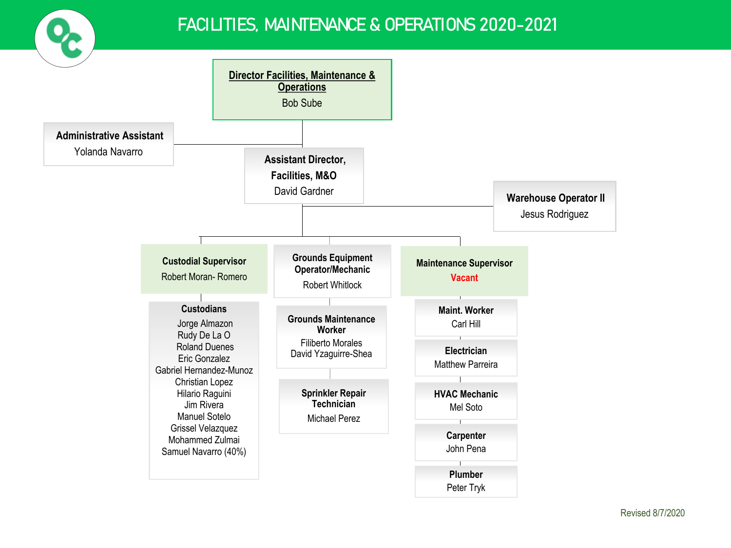# FACILITIES, MAINTENANCE & OPERATIONS 2020-2021

**Director Facilities, Maintenance & Operations**
Bob Sube

**Administrative Assistant**
Yolanda Navarro

**Assistant Director, Facilities, M&O**
David Gardner

**Warehouse Operator II**
Jesus Rodriguez

**Custodial Supervisor**
Robert Moran- Romero

**Custodians**
- Jorge Almazon
- Rudy De La O
- Roland Duenes
- Eric Gonzalez
- Gabriel Hernandez-Munoz
- Christian Lopez
- Hilario Raguini
- Jim Rivera
- Manuel Sotelo
- Grissel Velazquez
- Mohammed Zulmai
- Samuel Navarro (40%)

**Grounds Equipment Operator/Mechanic**
Robert Whitlock

**Grounds Maintenance Worker**
- Filiberto Morales
- David Yzaguirre-Shea

**Sprinkler Repair Technician**
Michael Perez

**Maintenance Supervisor**
Vacant

**Maint. Worker**
Carl Hill

**Electrician**
Matthew Parreira

**HVAC Mechanic**
Mel Soto

**Carpenter**
John Pena

**Plumber**
Peter Tryk

Revised 8/7/2020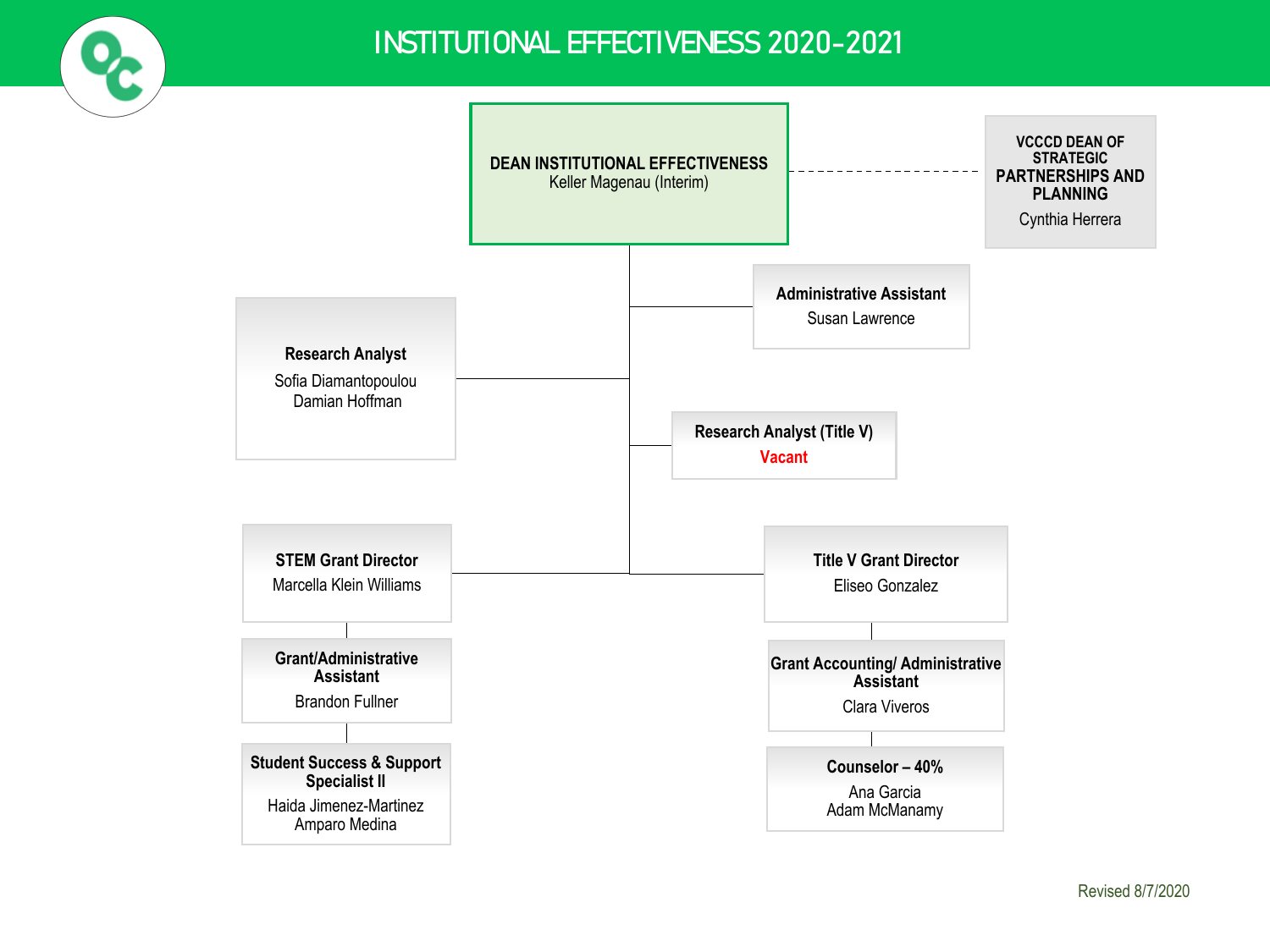# INSTITUTIONAL EFFECTIVENESS 2020-2021

**DEAN INSTITUTIONAL EFFECTIVENESS**
Keller Magenau (Interim)

**VCCCD DEAN OF STRATEGIC PARTNERSHIPS AND PLANNING**
Cynthia Herrera

**Administrative Assistant**
Susan Lawrence

**Research Analyst**
Sofia Diamantopoulou
Damian Hoffman

**Research Analyst (Title V)**
Vacant

**STEM Grant Director**
Marcella Klein Williams

**Grant/Administrative Assistant**
Brandon Fullner

**Student Success & Support Specialist II**
Haida Jimenez-Martinez
Amparo Medina

**Title V Grant Director**
Eliseo Gonzalez

**Grant Accounting/ Administrative Assistant**
Clara Viveros

**Counselor – 40%**
Ana Garcia
Adam McManamy

Revised 8/7/2020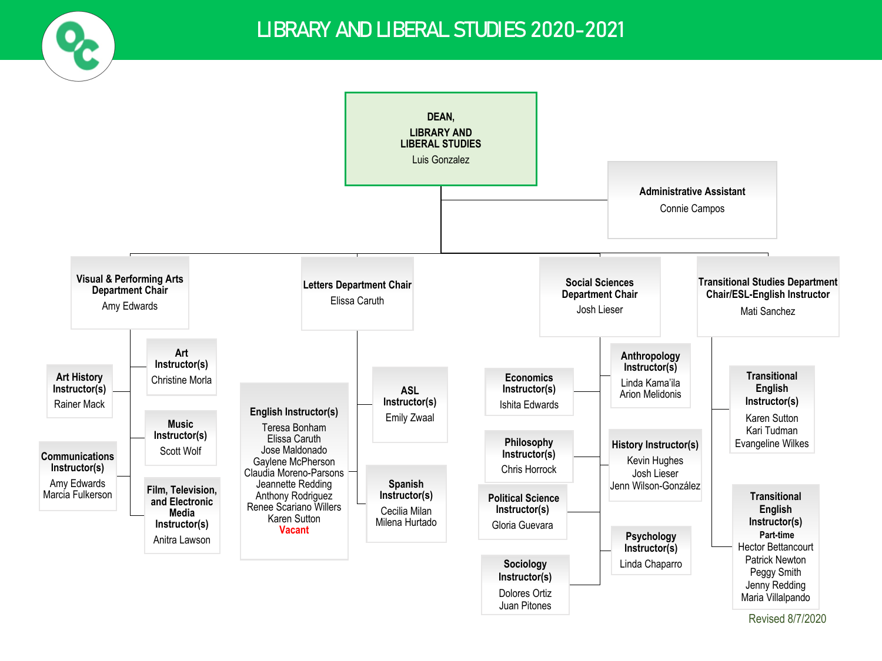# LIBRARY AND LIBERAL STUDIES 2020-2021

**DEAN, LIBRARY AND LIBERAL STUDIES**
Luis Gonzalez

**Administrative Assistant**
Connie Campos

## Visual & Performing Arts Department Chair
Amy Edwards

- **Art History Instructor(s)**
  - Rainer Mack
- **Communications Instructor(s)**
  - Amy Edwards
  - Marcia Fulkerson
- **Art Instructor(s)**
  - Christine Morla
- **Music Instructor(s)**
  - Scott Wolf
- **Film, Television, and Electronic Media Instructor(s)**
  - Anitra Lawson

## Letters Department Chair
Elissa Caruth

- **English Instructor(s)**
  - Teresa Bonham
  - Elissa Caruth
  - Jose Maldonado
  - Gaylene McPherson
  - Claudia Moreno-Parsons
  - Jeannette Redding
  - Anthony Rodriguez
  - Renee Scariano Willers
  - Karen Sutton
  - Vacant
- **ASL Instructor(s)**
  - Emily Zwaal
- **Spanish Instructor(s)**
  - Cecilia Milan
  - Milena Hurtado

## Social Sciences Department Chair
Josh Lieser

- **Economics Instructor(s)**
  - Ishita Edwards
- **Philosophy Instructor(s)**
  - Chris Horrock
- **Political Science Instructor(s)**
  - Gloria Guevara
- **Sociology Instructor(s)**
  - Dolores Ortiz
  - Juan Pitones
- **Anthropology Instructor(s)**
  - Linda Kama'ila
  - Arion Melidonis
- **History Instructor(s)**
  - Kevin Hughes
  - Josh Lieser
  - Jenn Wilson-González
- **Psychology Instructor(s)**
  - Linda Chaparro

## Transitional Studies Department Chair/ESL-English Instructor
Mati Sanchez

- **Transitional English Instructor(s)**
  - Karen Sutton
  - Kari Tudman
  - Evangeline Wilkes
- **Transitional English Instructor(s)**
  - **Part-time**
  - Hector Bettancourt
  - Patrick Newton
  - Peggy Smith
  - Jenny Redding
  - Maria Villalpando

Revised 8/7/2020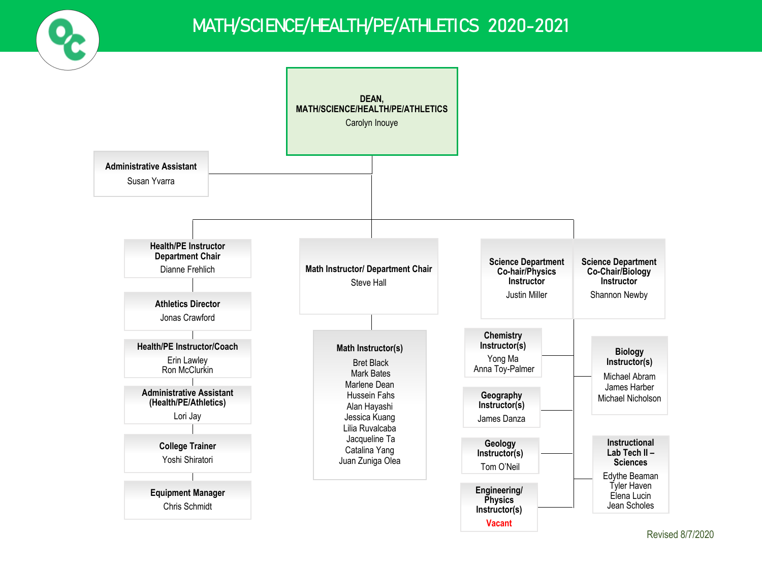# MATH/SCIENCE/HEALTH/PE/ATHLETICS 2020-2021

**DEAN, MATH/SCIENCE/HEALTH/PE/ATHLETICS**
Carolyn Inouye

**Administrative Assistant**
Susan Yvarra

## Health/PE

**Health/PE Instructor Department Chair**
Dianne Frehlich

**Athletics Director**
Jonas Crawford

**Health/PE Instructor/Coach**
Erin Lawley
Ron McClurkin

**Administrative Assistant (Health/PE/Athletics)**
Lori Jay

**College Trainer**
Yoshi Shiratori

**Equipment Manager**
Chris Schmidt

## Math

**Math Instructor/ Department Chair**
Steve Hall

**Math Instructor(s)**
- Bret Black
- Mark Bates
- Marlene Dean
- Hussein Fahs
- Alan Hayashi
- Jessica Kuang
- Lilia Ruvalcaba
- Jacqueline Ta
- Catalina Yang
- Juan Zuniga Olea

## Science

**Science Department Co-hair/Physics Instructor**
Justin Miller

**Science Department Co-Chair/Biology Instructor**
Shannon Newby

**Chemistry Instructor(s)**
Yong Ma
Anna Toy-Palmer

**Geography Instructor(s)**
James Danza

**Geology Instructor(s)**
Tom O'Neil

**Engineering/ Physics Instructor(s)**
Vacant

**Biology Instructor(s)**
Michael Abram
James Harber
Michael Nicholson

**Instructional Lab Tech II – Sciences**
Edythe Beaman
Tyler Haven
Elena Lucin
Jean Scholes

Revised 8/7/2020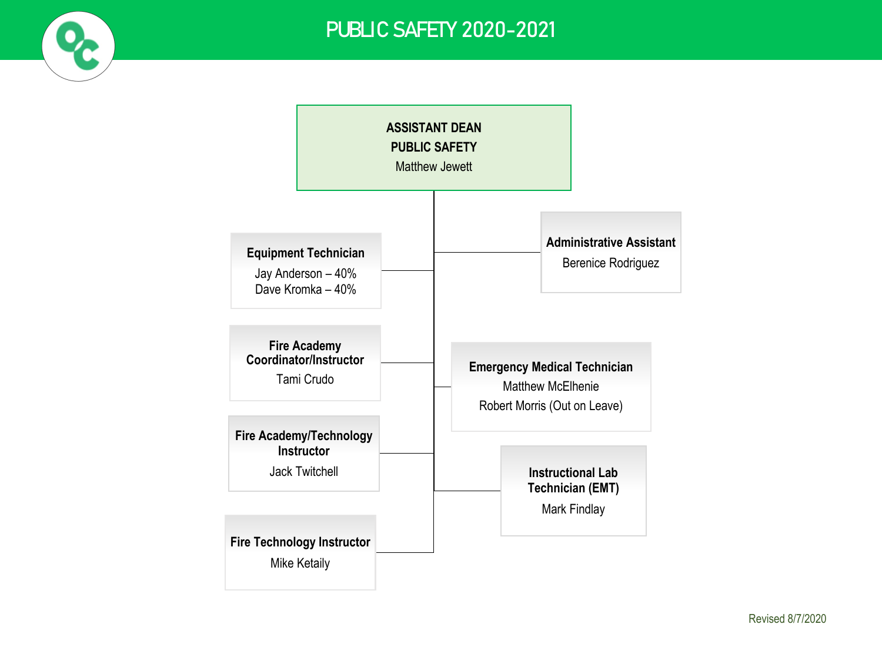# PUBLIC SAFETY 2020-2021

**ASSISTANT DEAN**
**PUBLIC SAFETY**
Matthew Jewett

- **Equipment Technician**
  Jay Anderson – 40%
  Dave Kromka – 40%
- **Administrative Assistant**
  Berenice Rodriguez
- **Fire Academy Coordinator/Instructor**
  Tami Crudo
- **Emergency Medical Technician**
  Matthew McElhenie
  Robert Morris (Out on Leave)
- **Fire Academy/Technology Instructor**
  Jack Twitchell
- **Instructional Lab Technician (EMT)**
  Mark Findlay
- **Fire Technology Instructor**
  Mike Ketaily

Revised 8/7/2020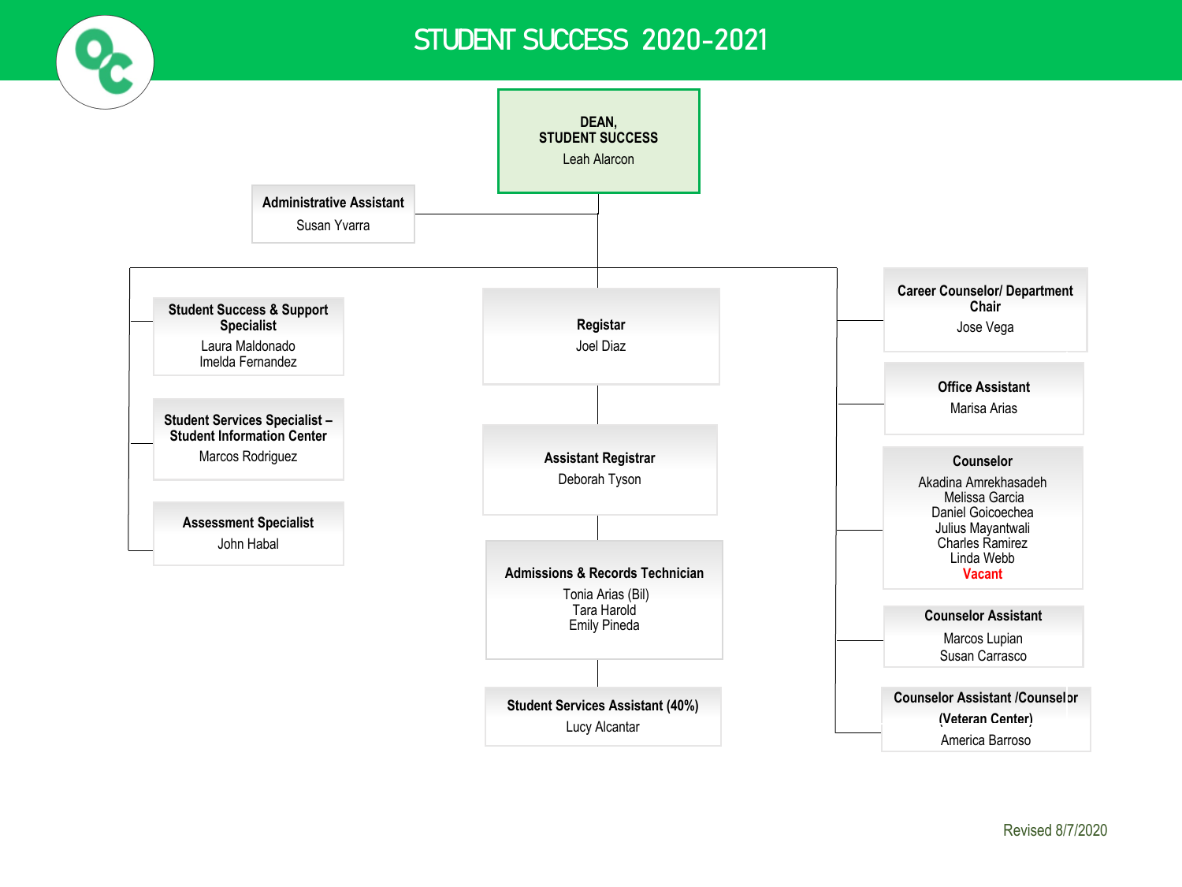# STUDENT SUCCESS 2020-2021

**DEAN, STUDENT SUCCESS**
Leah Alarcon

**Administrative Assistant**
Susan Yvarra

**Student Success & Support Specialist**
Laura Maldonado
Imelda Fernandez

**Student Services Specialist – Student Information Center**
Marcos Rodriguez

**Assessment Specialist**
John Habal

**Registar**
Joel Diaz

**Assistant Registrar**
Deborah Tyson

**Admissions & Records Technician**
Tonia Arias (Bil)
Tara Harold
Emily Pineda

**Student Services Assistant (40%)**
Lucy Alcantar

**Career Counselor/ Department Chair**
Jose Vega

**Office Assistant**
Marisa Arias

**Counselor**
Akadina Amrekhasadeh
Melissa Garcia
Daniel Goicoechea
Julius Mayantwali
Charles Ramirez
Linda Webb
Vacant

**Counselor Assistant**
Marcos Lupian
Susan Carrasco

**Counselor Assistant /Counselor (Veteran Center)**
America Barroso

Revised 8/7/2020